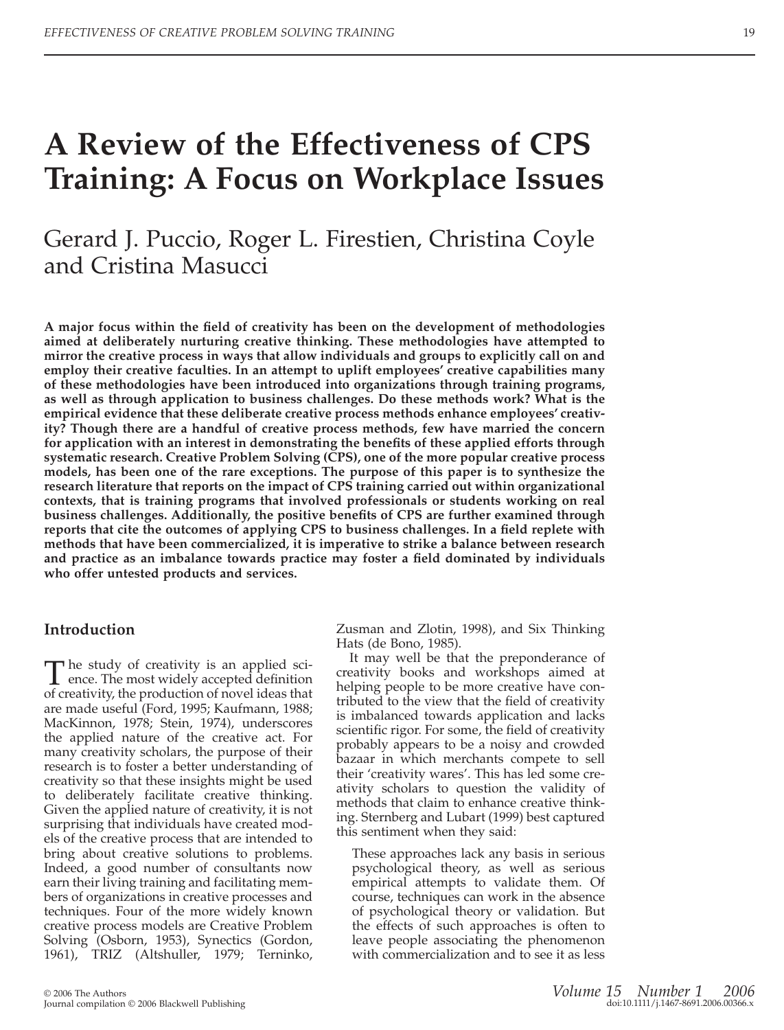# A Review of the Effectiveness of CPS Training: A Focus on Workplace Issues

Gerard J. Puccio, Roger L. Firestien, Christina Coyle and Cristina Masucci

**A major focus within the field of creativity has been on the development of methodologies aimed at deliberately nurturing creative thinking. These methodologies have attempted to mirror the creative process in ways that allow individuals and groups to explicitly call on and employ their creative faculties. In an attempt to uplift employees' creative capabilities many of these methodologies have been introduced into organizations through training programs, as well as through application to business challenges. Do these methods work? What is the empirical evidence that these deliberate creative process methods enhance employees' creativity? Though there are a handful of creative process methods, few have married the concern for application with an interest in demonstrating the benefits of these applied efforts through systematic research. Creative Problem Solving (CPS), one of the more popular creative process models, has been one of the rare exceptions. The purpose of this paper is to synthesize the research literature that reports on the impact of CPS training carried out within organizational contexts, that is training programs that involved professionals or students working on real business challenges. Additionally, the positive benefits of CPS are further examined through reports that cite the outcomes of applying CPS to business challenges. In a field replete with methods that have been commercialized, it is imperative to strike a balance between research and practice as an imbalance towards practice may foster a field dominated by individuals who offer untested products and services.**

## Introduction

The study of creativity is an applied science. The most widely accepted definition of creativity, the production of novel ideas that are made useful (Ford, 1995; Kaufmann, 1988; MacKinnon, 1978; Stein, 1974), underscores the applied nature of the creative act. For many creativity scholars, the purpose of their research is to foster a better understanding of creativity so that these insights might be used to deliberately facilitate creative thinking. Given the applied nature of creativity, it is not surprising that individuals have created models of the creative process that are intended to bring about creative solutions to problems. Indeed, a good number of consultants now earn their living training and facilitating members of organizations in creative processes and techniques. Four of the more widely known creative process models are Creative Problem Solving (Osborn, 1953), Synectics (Gordon, 1961), TRIZ (Altshuller, 1979; Terninko, Zusman and Zlotin, 1998), and Six Thinking Hats (de Bono, 1985).

It may well be that the preponderance of creativity books and workshops aimed at helping people to be more creative have contributed to the view that the field of creativity is imbalanced towards application and lacks scientific rigor. For some, the field of creativity probably appears to be a noisy and crowded bazaar in which merchants compete to sell their 'creativity wares'. This has led some creativity scholars to question the validity of methods that claim to enhance creative thinking. Sternberg and Lubart (1999) best captured this sentiment when they said:

> These approaches lack any basis in serious psychological theory, as well as serious empirical attempts to validate them. Of course, techniques can work in the absence of psychological theory or validation. But the effects of such approaches is often to leave people associating the phenomenon with commercialization and to see it as less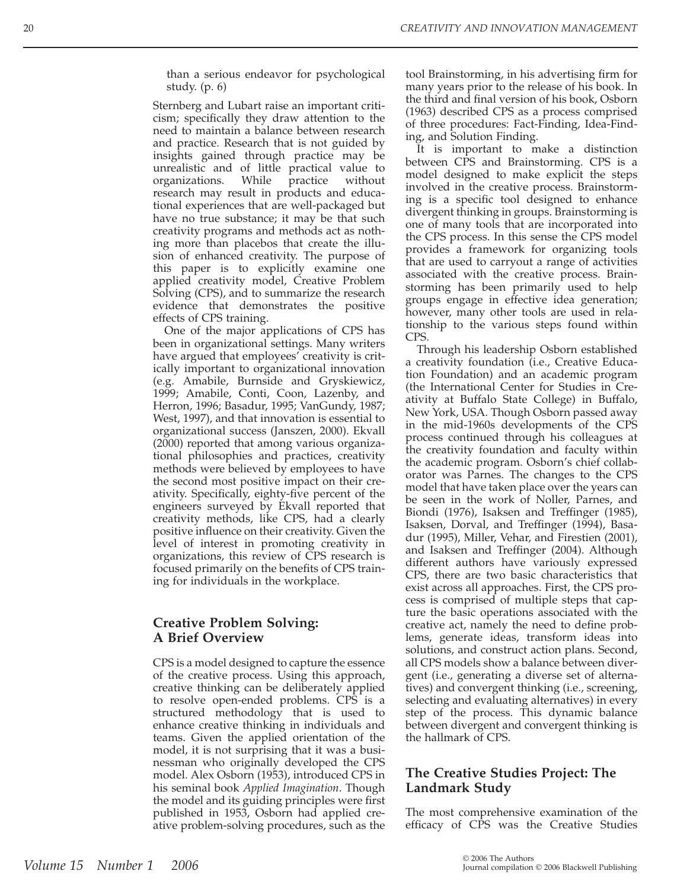than a serious endeavor for psychological study. (p. 6)

Sternberg and Lubart raise an important criticism; specifically they draw attention to the need to maintain a balance between research and practice. Research that is not guided by insights gained through practice may be unrealistic and of little practical value to organizations. While practice without research may result in products and educational experiences that are well-packaged but have no true substance; it may be that such creativity programs and methods act as nothing more than placebos that create the illusion of enhanced creativity. The purpose of this paper is to explicitly examine one applied creativity model, Creative Problem Solving (CPS), and to summarize the research evidence that demonstrates the positive effects of CPS training.

One of the major applications of CPS has been in organizational settings. Many writers have argued that employees' creativity is critically important to organizational innovation (e.g. Amabile, Burnside and Gryskiewicz, 1999; Amabile, Conti, Coon, Lazenby, and Herron, 1996; Basadur, 1995; VanGundy, 1987; West, 1997), and that innovation is essential to organizational success (Janszen, 2000). Ekvall (2000) reported that among various organizational philosophies and practices, creativity methods were believed by employees to have the second most positive impact on their creativity. Specifically, eighty-five percent of the engineers surveyed by Ekvall reported that creativity methods, like CPS, had a clearly positive influence on their creativity. Given the level of interest in promoting creativity in organizations, this review of CPS research is focused primarily on the benefits of CPS training for individuals in the workplace.

## Creative Problem Solving: A Brief Overview

CPS is a model designed to capture the essence of the creative process. Using this approach, creative thinking can be deliberately applied to resolve open-ended problems. CPS is a structured methodology that is used to enhance creative thinking in individuals and teams. Given the applied orientation of the model, it is not surprising that it was a businessman who originally developed the CPS model. Alex Osborn (1953), introduced CPS in his seminal book *Applied Imagination*. Though the model and its guiding principles were first published in 1953, Osborn had applied creative problem-solving procedures, such as the tool Brainstorming, in his advertising firm for many years prior to the release of his book. In the third and final version of his book, Osborn (1963) described CPS as a process comprised of three procedures: Fact-Finding, Idea-Finding, and Solution Finding.

It is important to make a distinction between CPS and Brainstorming. CPS is a model designed to make explicit the steps involved in the creative process. Brainstorming is a specific tool designed to enhance divergent thinking in groups. Brainstorming is one of many tools that are incorporated into the CPS process. In this sense the CPS model provides a framework for organizing tools that are used to carryout a range of activities associated with the creative process. Brainstorming has been primarily used to help groups engage in effective idea generation; however, many other tools are used in relationship to the various steps found within CPS.

Through his leadership Osborn established a creativity foundation (i.e., Creative Education Foundation) and an academic program (the International Center for Studies in Creativity at Buffalo State College) in Buffalo, New York, USA. Though Osborn passed away in the mid-1960s developments of the CPS process continued through his colleagues at the creativity foundation and faculty within the academic program. Osborn's chief collaborator was Parnes. The changes to the CPS model that have taken place over the years can be seen in the work of Noller, Parnes, and Biondi (1976), Isaksen and Treffinger (1985), Isaksen, Dorval, and Treffinger (1994), Basadur (1995), Miller, Vehar, and Firestien (2001), and Isaksen and Treffinger (2004). Although different authors have variously expressed CPS, there are two basic characteristics that exist across all approaches. First, the CPS process is comprised of multiple steps that capture the basic operations associated with the creative act, namely the need to define problems, generate ideas, transform ideas into solutions, and construct action plans. Second, all CPS models show a balance between divergent (i.e., generating a diverse set of alternatives) and convergent thinking (i.e., screening, selecting and evaluating alternatives) in every step of the process. This dynamic balance between divergent and convergent thinking is the hallmark of CPS.

## The Creative Studies Project: The Landmark Study

The most comprehensive examination of the efficacy of CPS was the Creative Studies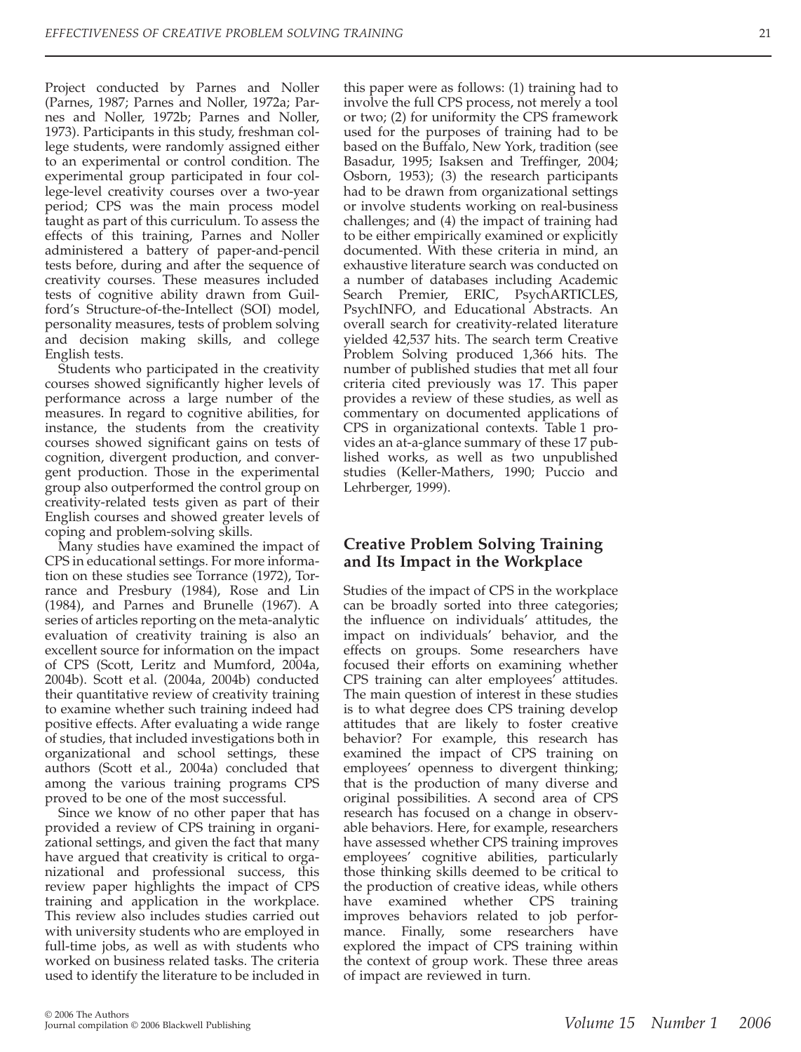Project conducted by Parnes and Noller (Parnes, 1987; Parnes and Noller, 1972a; Parnes and Noller, 1972b; Parnes and Noller, 1973). Participants in this study, freshman college students, were randomly assigned either to an experimental or control condition. The experimental group participated in four college-level creativity courses over a two-year period; CPS was the main process model taught as part of this curriculum. To assess the effects of this training, Parnes and Noller administered a battery of paper-and-pencil tests before, during and after the sequence of creativity courses. These measures included tests of cognitive ability drawn from Guilford's Structure-of-the-Intellect (SOI) model, personality measures, tests of problem solving and decision making skills, and college English tests.

Students who participated in the creativity courses showed significantly higher levels of performance across a large number of the measures. In regard to cognitive abilities, for instance, the students from the creativity courses showed significant gains on tests of cognition, divergent production, and convergent production. Those in the experimental group also outperformed the control group on creativity-related tests given as part of their English courses and showed greater levels of coping and problem-solving skills.

Many studies have examined the impact of CPS in educational settings. For more information on these studies see Torrance (1972), Torrance and Presbury (1984), Rose and Lin (1984), and Parnes and Brunelle (1967). A series of articles reporting on the meta-analytic evaluation of creativity training is also an excellent source for information on the impact of CPS (Scott, Leritz and Mumford, 2004a, 2004b). Scott et al. (2004a, 2004b) conducted their quantitative review of creativity training to examine whether such training indeed had positive effects. After evaluating a wide range of studies, that included investigations both in organizational and school settings, these authors (Scott et al., 2004a) concluded that among the various training programs CPS proved to be one of the most successful.

Since we know of no other paper that has provided a review of CPS training in organizational settings, and given the fact that many have argued that creativity is critical to organizational and professional success, this review paper highlights the impact of CPS training and application in the workplace. This review also includes studies carried out with university students who are employed in full-time jobs, as well as with students who worked on business related tasks. The criteria used to identify the literature to be included in this paper were as follows: (1) training had to involve the full CPS process, not merely a tool or two; (2) for uniformity the CPS framework used for the purposes of training had to be based on the Buffalo, New York, tradition (see Basadur, 1995; Isaksen and Treffinger, 2004; Osborn, 1953); (3) the research participants had to be drawn from organizational settings or involve students working on real-business challenges; and (4) the impact of training had to be either empirically examined or explicitly documented. With these criteria in mind, an exhaustive literature search was conducted on a number of databases including Academic Search Premier, ERIC, PsychARTICLES, PsychINFO, and Educational Abstracts. An overall search for creativity-related literature yielded 42,537 hits. The search term Creative Problem Solving produced 1,366 hits. The number of published studies that met all four criteria cited previously was 17. This paper provides a review of these studies, as well as commentary on documented applications of CPS in organizational contexts. Table 1 provides an at-a-glance summary of these 17 published works, as well as two unpublished studies (Keller-Mathers, 1990; Puccio and Lehrberger, 1999).

## Creative Problem Solving Training and Its Impact in the Workplace

Studies of the impact of CPS in the workplace can be broadly sorted into three categories; the influence on individuals' attitudes, the impact on individuals' behavior, and the effects on groups. Some researchers have focused their efforts on examining whether CPS training can alter employees' attitudes. The main question of interest in these studies is to what degree does CPS training develop attitudes that are likely to foster creative behavior? For example, this research has examined the impact of CPS training on employees' openness to divergent thinking; that is the production of many diverse and original possibilities. A second area of CPS research has focused on a change in observable behaviors. Here, for example, researchers have assessed whether CPS training improves employees' cognitive abilities, particularly those thinking skills deemed to be critical to the production of creative ideas, while others have examined whether CPS training improves behaviors related to job performance. Finally, some researchers have explored the impact of CPS training within the context of group work. These three areas of impact are reviewed in turn.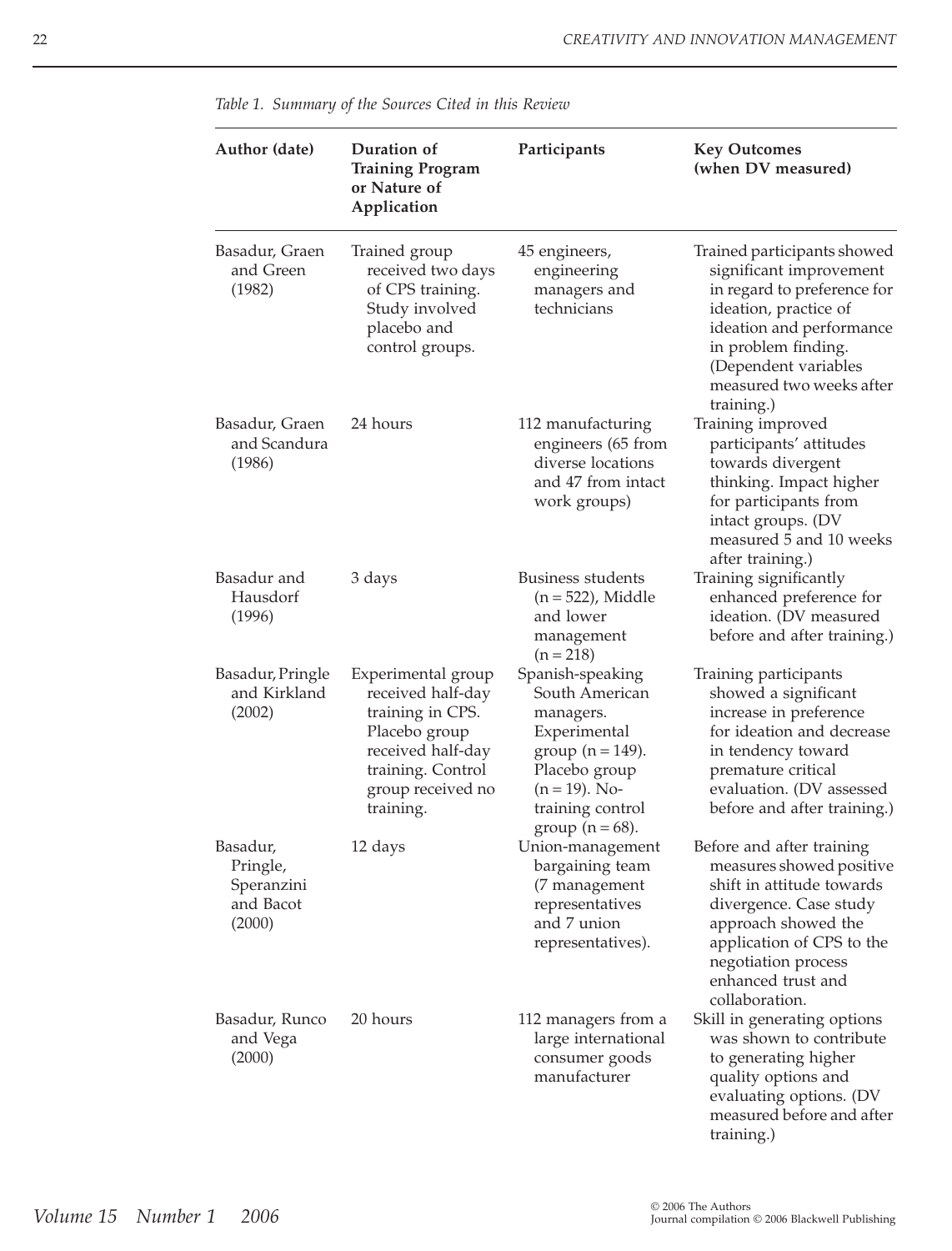*Table 1. Summary of the Sources Cited in this Review*

| Author (date) | Duration of Training Program or Nature of Application | Participants | Key Outcomes (when DV measured) |
|---|---|---|---|
| Basadur, Graen and Green (1982) | Trained group received two days of CPS training. Study involved placebo and control groups. | 45 engineers, engineering managers and technicians | Trained participants showed significant improvement in regard to preference for ideation, practice of ideation and performance in problem finding. (Dependent variables measured two weeks after training.) |
| Basadur, Graen and Scandura (1986) | 24 hours | 112 manufacturing engineers (65 from diverse locations and 47 from intact work groups) | Training improved participants' attitudes towards divergent thinking. Impact higher for participants from intact groups. (DV measured 5 and 10 weeks after training.) |
| Basadur and Hausdorf (1996) | 3 days | Business students (n = 522), Middle and lower management (n = 218) | Training significantly enhanced preference for ideation. (DV measured before and after training.) |
| Basadur, Pringle and Kirkland (2002) | Experimental group received half-day training in CPS. Placebo group received half-day training. Control group received no training. | Spanish-speaking South American managers. Experimental group (n = 149). Placebo group (n = 19). No-training control group (n = 68). | Training participants showed a significant increase in preference for ideation and decrease in tendency toward premature critical evaluation. (DV assessed before and after training.) |
| Basadur, Pringle, Speranzini and Bacot (2000) | 12 days | Union-management bargaining team (7 management representatives and 7 union representatives). | Before and after training measures showed positive shift in attitude towards divergence. Case study approach showed the application of CPS to the negotiation process enhanced trust and collaboration. |
| Basadur, Runco and Vega (2000) | 20 hours | 112 managers from a large international consumer goods manufacturer | Skill in generating options was shown to contribute to generating higher quality options and evaluating options. (DV measured before and after training.) |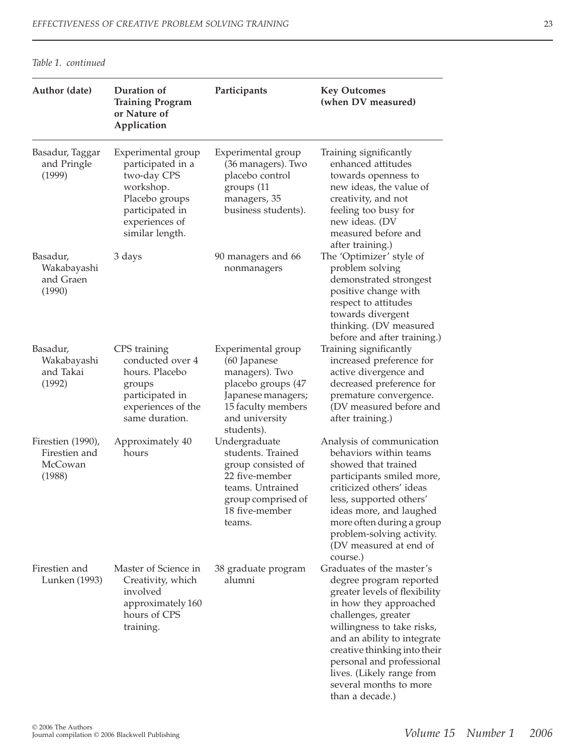*Table 1. continued*

| Author (date) | Duration of Training Program or Nature of Application | Participants | Key Outcomes (when DV measured) |
|---|---|---|---|
| Basadur, Taggar and Pringle (1999) | Experimental group participated in a two-day CPS workshop. Placebo groups participated in experiences of similar length. | Experimental group (36 managers). Two placebo control groups (11 managers, 35 business students). | Training significantly enhanced attitudes towards openness to new ideas, the value of creativity, and not feeling too busy for new ideas. (DV measured before and after training.) |
| Basadur, Wakabayashi and Graen (1990) | 3 days | 90 managers and 66 nonmanagers | The 'Optimizer' style of problem solving demonstrated strongest positive change with respect to attitudes towards divergent thinking. (DV measured before and after training.) |
| Basadur, Wakabayashi and Takai (1992) | CPS training conducted over 4 hours. Placebo groups participated in experiences of the same duration. | Experimental group (60 Japanese managers). Two placebo groups (47 Japanese managers; 15 faculty members and university students). | Training significantly increased preference for active divergence and decreased preference for premature convergence. (DV measured before and after training.) |
| Firestien (1990), Firestien and McCowan (1988) | Approximately 40 hours | Undergraduate students. Trained group consisted of 22 five-member teams. Untrained group comprised of 18 five-member teams. | Analysis of communication behaviors within teams showed that trained participants smiled more, criticized others' ideas less, supported others' ideas more, and laughed more often during a group problem-solving activity. (DV measured at end of course.) |
| Firestien and Lunken (1993) | Master of Science in Creativity, which involved approximately 160 hours of CPS training. | 38 graduate program alumni | Graduates of the master's degree program reported greater levels of flexibility in how they approached challenges, greater willingness to take risks, and an ability to integrate creative thinking into their personal and professional lives. (Likely range from several months to more than a decade.) |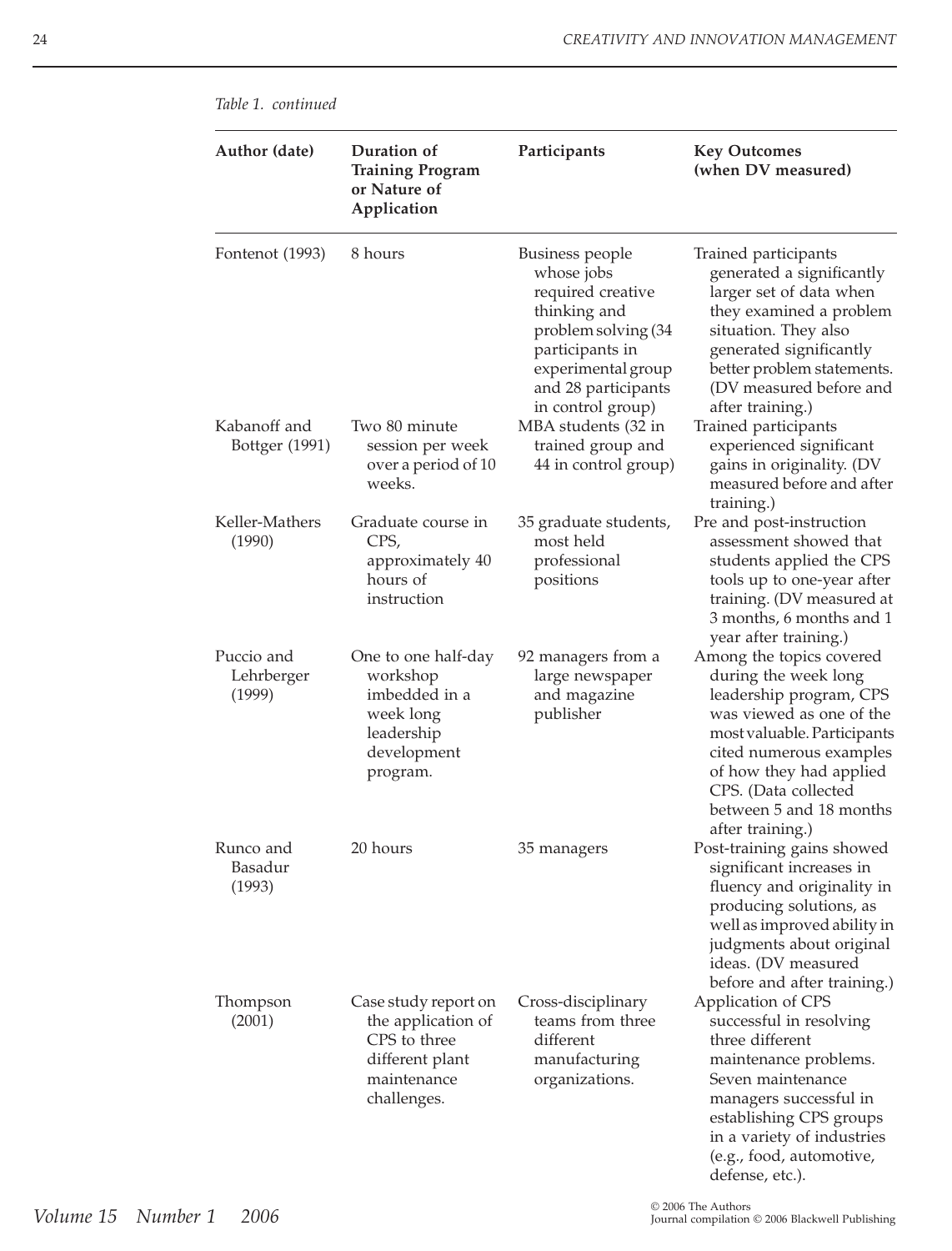*Table 1. continued*

| Author (date) | Duration of Training Program or Nature of Application | Participants | Key Outcomes (when DV measured) |
|---|---|---|---|
| Fontenot (1993) | 8 hours | Business people whose jobs required creative thinking and problem solving (34 participants in experimental group and 28 participants in control group) | Trained participants generated a significantly larger set of data when they examined a problem situation. They also generated significantly better problem statements. (DV measured before and after training.) |
| Kabanoff and Bottger (1991) | Two 80 minute session per week over a period of 10 weeks. | MBA students (32 in trained group and 44 in control group) | Trained participants experienced significant gains in originality. (DV measured before and after training.) |
| Keller-Mathers (1990) | Graduate course in CPS, approximately 40 hours of instruction | 35 graduate students, most held professional positions | Pre and post-instruction assessment showed that students applied the CPS tools up to one-year after training. (DV measured at 3 months, 6 months and 1 year after training.) |
| Puccio and Lehrberger (1999) | One to one half-day workshop imbedded in a week long leadership development program. | 92 managers from a large newspaper and magazine publisher | Among the topics covered during the week long leadership program, CPS was viewed as one of the most valuable. Participants cited numerous examples of how they had applied CPS. (Data collected between 5 and 18 months after training.) |
| Runco and Basadur (1993) | 20 hours | 35 managers | Post-training gains showed significant increases in fluency and originality in producing solutions, as well as improved ability in judgments about original ideas. (DV measured before and after training.) |
| Thompson (2001) | Case study report on the application of CPS to three different plant maintenance challenges. | Cross-disciplinary teams from three different manufacturing organizations. | Application of CPS successful in resolving three different maintenance problems. Seven maintenance managers successful in establishing CPS groups in a variety of industries (e.g., food, automotive, defense, etc.). |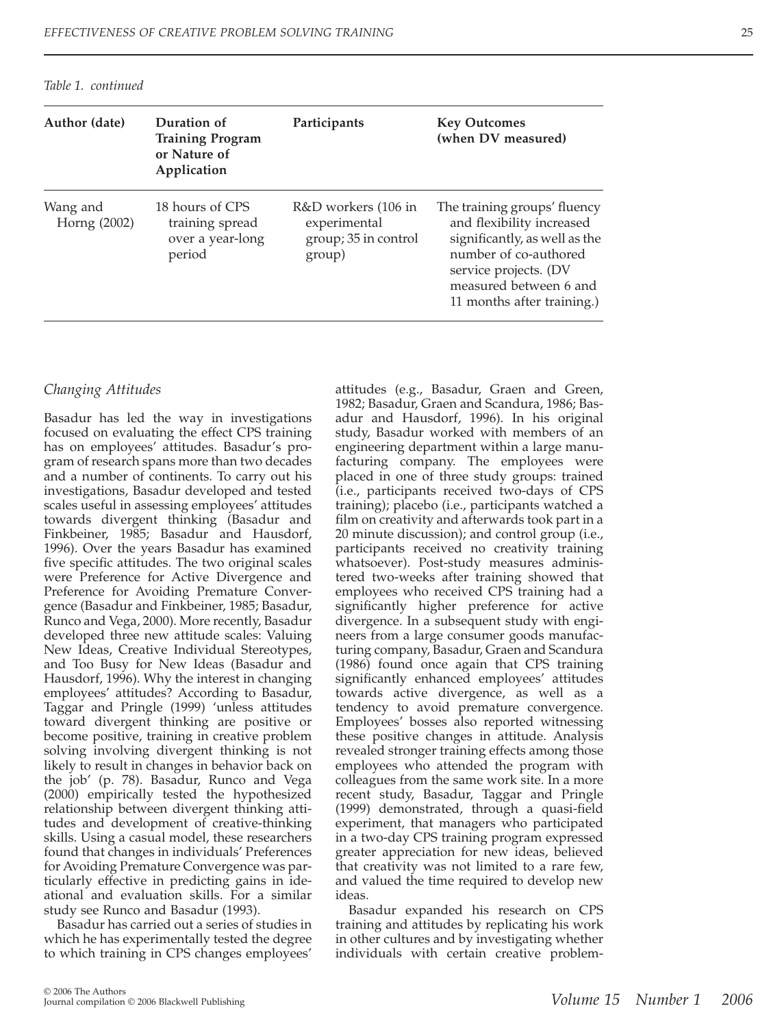*Table 1. continued*

| Author (date) | Duration of Training Program or Nature of Application | Participants | Key Outcomes (when DV measured) |
|---|---|---|---|
| Wang and Horng (2002) | 18 hours of CPS training spread over a year-long period | R&D workers (106 in experimental group; 35 in control group) | The training groups' fluency and flexibility increased significantly, as well as the number of co-authored service projects. (DV measured between 6 and 11 months after training.) |

### *Changing Attitudes*

Basadur has led the way in investigations focused on evaluating the effect CPS training has on employees' attitudes. Basadur's program of research spans more than two decades and a number of continents. To carry out his investigations, Basadur developed and tested scales useful in assessing employees' attitudes towards divergent thinking (Basadur and Finkbeiner, 1985; Basadur and Hausdorf, 1996). Over the years Basadur has examined five specific attitudes. The two original scales were Preference for Active Divergence and Preference for Avoiding Premature Convergence (Basadur and Finkbeiner, 1985; Basadur, Runco and Vega, 2000). More recently, Basadur developed three new attitude scales: Valuing New Ideas, Creative Individual Stereotypes, and Too Busy for New Ideas (Basadur and Hausdorf, 1996). Why the interest in changing employees' attitudes? According to Basadur, Taggar and Pringle (1999) 'unless attitudes toward divergent thinking are positive or become positive, training in creative problem solving involving divergent thinking is not likely to result in changes in behavior back on the job' (p. 78). Basadur, Runco and Vega (2000) empirically tested the hypothesized relationship between divergent thinking attitudes and development of creative-thinking skills. Using a casual model, these researchers found that changes in individuals' Preferences for Avoiding Premature Convergence was particularly effective in predicting gains in ideational and evaluation skills. For a similar study see Runco and Basadur (1993).

Basadur has carried out a series of studies in which he has experimentally tested the degree to which training in CPS changes employees' attitudes (e.g., Basadur, Graen and Green, 1982; Basadur, Graen and Scandura, 1986; Basadur and Hausdorf, 1996). In his original study, Basadur worked with members of an engineering department within a large manufacturing company. The employees were placed in one of three study groups: trained (i.e., participants received two-days of CPS training); placebo (i.e., participants watched a film on creativity and afterwards took part in a 20 minute discussion); and control group (i.e., participants received no creativity training whatsoever). Post-study measures administered two-weeks after training showed that employees who received CPS training had a significantly higher preference for active divergence. In a subsequent study with engineers from a large consumer goods manufacturing company, Basadur, Graen and Scandura (1986) found once again that CPS training significantly enhanced employees' attitudes towards active divergence, as well as a tendency to avoid premature convergence. Employees' bosses also reported witnessing these positive changes in attitude. Analysis revealed stronger training effects among those employees who attended the program with colleagues from the same work site. In a more recent study, Basadur, Taggar and Pringle (1999) demonstrated, through a quasi-field experiment, that managers who participated in a two-day CPS training program expressed greater appreciation for new ideas, believed that creativity was not limited to a rare few, and valued the time required to develop new ideas.

Basadur expanded his research on CPS training and attitudes by replicating his work in other cultures and by investigating whether individuals with certain creative problem-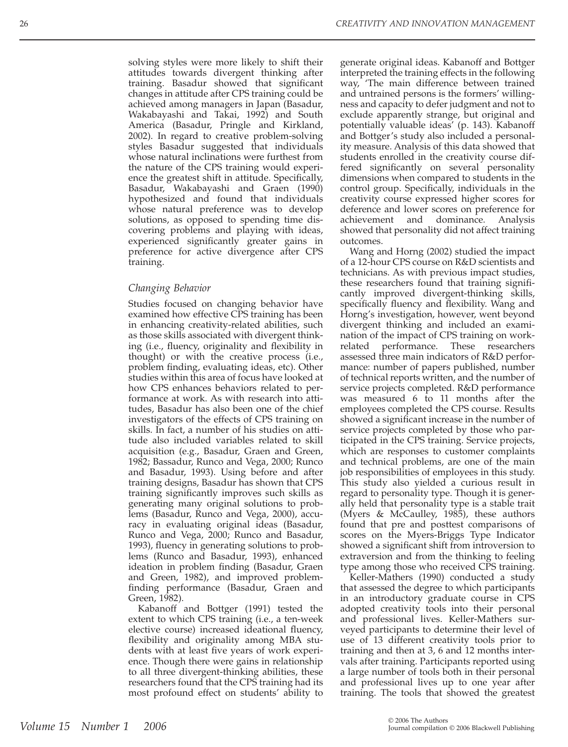solving styles were more likely to shift their attitudes towards divergent thinking after training. Basadur showed that significant changes in attitude after CPS training could be achieved among managers in Japan (Basadur, Wakabayashi and Takai, 1992) and South America (Basadur, Pringle and Kirkland, 2002). In regard to creative problem-solving styles Basadur suggested that individuals whose natural inclinations were furthest from the nature of the CPS training would experience the greatest shift in attitude. Specifically, Basadur, Wakabayashi and Graen (1990) hypothesized and found that individuals whose natural preference was to develop solutions, as opposed to spending time discovering problems and playing with ideas, experienced significantly greater gains in preference for active divergence after CPS training.

### *Changing Behavior*

Studies focused on changing behavior have examined how effective CPS training has been in enhancing creativity-related abilities, such as those skills associated with divergent thinking (i.e., fluency, originality and flexibility in thought) or with the creative process (i.e., problem finding, evaluating ideas, etc). Other studies within this area of focus have looked at how CPS enhances behaviors related to performance at work. As with research into attitudes, Basadur has also been one of the chief investigators of the effects of CPS training on skills. In fact, a number of his studies on attitude also included variables related to skill acquisition (e.g., Basadur, Graen and Green, 1982; Bassadur, Runco and Vega, 2000; Runco and Basadur, 1993). Using before and after training designs, Basadur has shown that CPS training significantly improves such skills as generating many original solutions to problems (Basadur, Runco and Vega, 2000), accuracy in evaluating original ideas (Basadur, Runco and Vega, 2000; Runco and Basadur, 1993), fluency in generating solutions to problems (Runco and Basadur, 1993), enhanced ideation in problem finding (Basadur, Graen and Green, 1982), and improved problem-finding performance (Basadur, Graen and Green, 1982).

Kabanoff and Bottger (1991) tested the extent to which CPS training (i.e., a ten-week elective course) increased ideational fluency, flexibility and originality among MBA students with at least five years of work experience. Though there were gains in relationship to all three divergent-thinking abilities, these researchers found that the CPS training had its most profound effect on students' ability to generate original ideas. Kabanoff and Bottger interpreted the training effects in the following way, 'The main difference between trained and untrained persons is the formers' willingness and capacity to defer judgment and not to exclude apparently strange, but original and potentially valuable ideas' (p. 143). Kabanoff and Bottger's study also included a personality measure. Analysis of this data showed that students enrolled in the creativity course differed significantly on several personality dimensions when compared to students in the control group. Specifically, individuals in the creativity course expressed higher scores for deference and lower scores on preference for achievement and dominance. Analysis showed that personality did not affect training outcomes.

Wang and Horng (2002) studied the impact of a 12-hour CPS course on R&D scientists and technicians. As with previous impact studies, these researchers found that training significantly improved divergent-thinking skills, specifically fluency and flexibility. Wang and Horng's investigation, however, went beyond divergent thinking and included an examination of the impact of CPS training on work-related performance. These researchers assessed three main indicators of R&D performance: number of papers published, number of technical reports written, and the number of service projects completed. R&D performance was measured 6 to 11 months after the employees completed the CPS course. Results showed a significant increase in the number of service projects completed by those who participated in the CPS training. Service projects, which are responses to customer complaints and technical problems, are one of the main job responsibilities of employees in this study. This study also yielded a curious result in regard to personality type. Though it is generally held that personality type is a stable trait (Myers & McCaulley, 1985), these authors found that pre and posttest comparisons of scores on the Myers-Briggs Type Indicator showed a significant shift from introversion to extraversion and from the thinking to feeling type among those who received CPS training.

Keller-Mathers (1990) conducted a study that assessed the degree to which participants in an introductory graduate course in CPS adopted creativity tools into their personal and professional lives. Keller-Mathers surveyed participants to determine their level of use of 13 different creativity tools prior to training and then at 3, 6 and 12 months intervals after training. Participants reported using a large number of tools both in their personal and professional lives up to one year after training. The tools that showed the greatest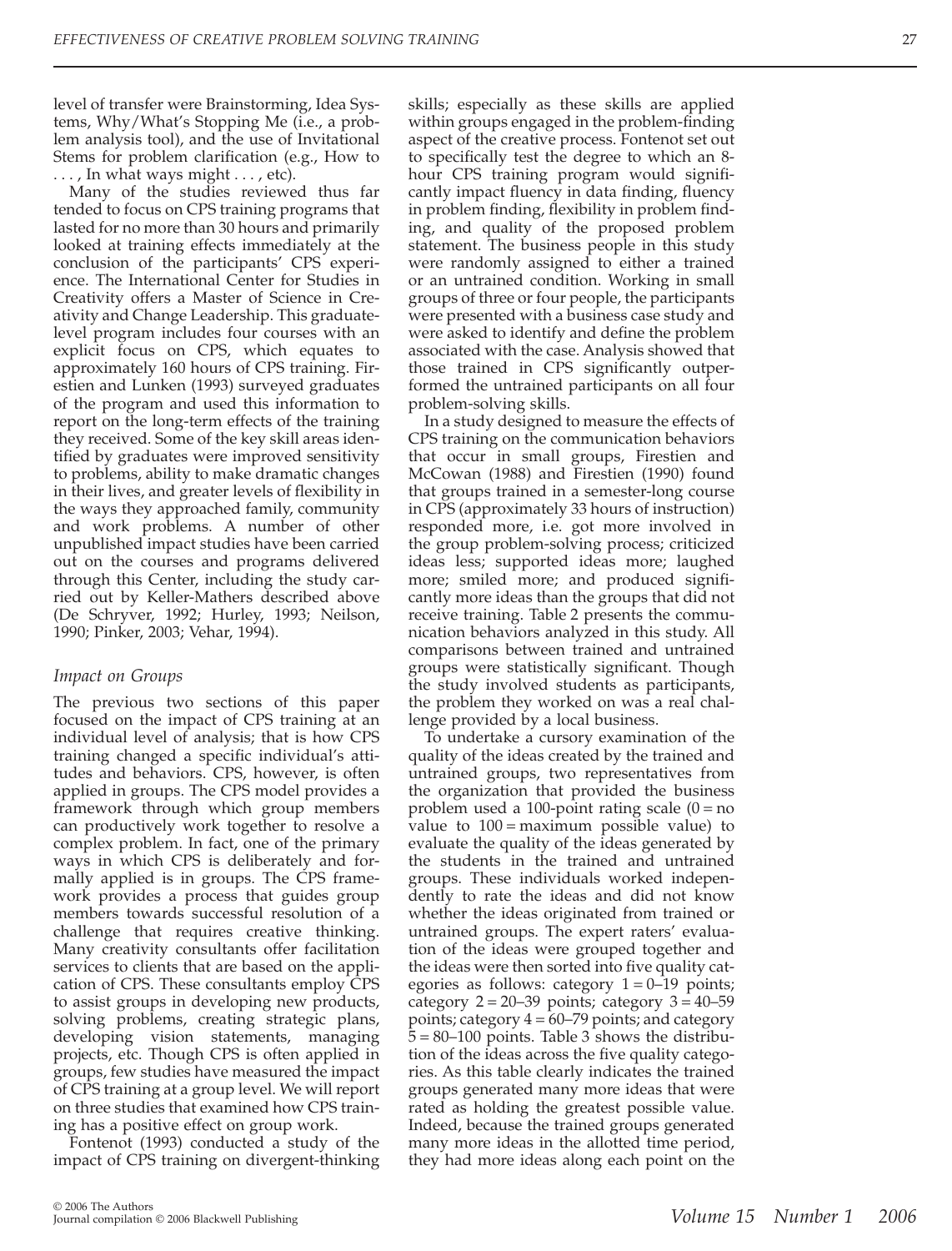level of transfer were Brainstorming, Idea Systems, Why/What's Stopping Me (i.e., a problem analysis tool), and the use of Invitational Stems for problem clarification (e.g., How to . . . , In what ways might . . . , etc).

Many of the studies reviewed thus far tended to focus on CPS training programs that lasted for no more than 30 hours and primarily looked at training effects immediately at the conclusion of the participants' CPS experience. The International Center for Studies in Creativity offers a Master of Science in Creativity and Change Leadership. This graduate-level program includes four courses with an explicit focus on CPS, which equates to approximately 160 hours of CPS training. Firestien and Lunken (1993) surveyed graduates of the program and used this information to report on the long-term effects of the training they received. Some of the key skill areas identified by graduates were improved sensitivity to problems, ability to make dramatic changes in their lives, and greater levels of flexibility in the ways they approached family, community and work problems. A number of other unpublished impact studies have been carried out on the courses and programs delivered through this Center, including the study carried out by Keller-Mathers described above (De Schryver, 1992; Hurley, 1993; Neilson, 1990; Pinker, 2003; Vehar, 1994).

### *Impact on Groups*

The previous two sections of this paper focused on the impact of CPS training at an individual level of analysis; that is how CPS training changed a specific individual's attitudes and behaviors. CPS, however, is often applied in groups. The CPS model provides a framework through which group members can productively work together to resolve a complex problem. In fact, one of the primary ways in which CPS is deliberately and formally applied is in groups. The CPS framework provides a process that guides group members towards successful resolution of a challenge that requires creative thinking. Many creativity consultants offer facilitation services to clients that are based on the application of CPS. These consultants employ CPS to assist groups in developing new products, solving problems, creating strategic plans, developing vision statements, managing projects, etc. Though CPS is often applied in groups, few studies have measured the impact of CPS training at a group level. We will report on three studies that examined how CPS training has a positive effect on group work.

Fontenot (1993) conducted a study of the impact of CPS training on divergent-thinking skills; especially as these skills are applied within groups engaged in the problem-finding aspect of the creative process. Fontenot set out to specifically test the degree to which an 8-hour CPS training program would significantly impact fluency in data finding, fluency in problem finding, flexibility in problem finding, and quality of the proposed problem statement. The business people in this study were randomly assigned to either a trained or an untrained condition. Working in small groups of three or four people, the participants were presented with a business case study and were asked to identify and define the problem associated with the case. Analysis showed that those trained in CPS significantly outperformed the untrained participants on all four problem-solving skills.

In a study designed to measure the effects of CPS training on the communication behaviors that occur in small groups, Firestien and McCowan (1988) and Firestien (1990) found that groups trained in a semester-long course in CPS (approximately 33 hours of instruction) responded more, i.e. got more involved in the group problem-solving process; criticized ideas less; supported ideas more; laughed more; smiled more; and produced significantly more ideas than the groups that did not receive training. Table 2 presents the communication behaviors analyzed in this study. All comparisons between trained and untrained groups were statistically significant. Though the study involved students as participants, the problem they worked on was a real challenge provided by a local business.

To undertake a cursory examination of the quality of the ideas created by the trained and untrained groups, two representatives from the organization that provided the business problem used a 100-point rating scale (0 = no value to 100 = maximum possible value) to evaluate the quality of the ideas generated by the students in the trained and untrained groups. These individuals worked independently to rate the ideas and did not know whether the ideas originated from trained or untrained groups. The expert raters' evaluation of the ideas were grouped together and the ideas were then sorted into five quality categories as follows: category 1 = 0–19 points; category 2 = 20–39 points; category 3 = 40–59 points; category 4 = 60–79 points; and category 5 = 80–100 points. Table 3 shows the distribution of the ideas across the five quality categories. As this table clearly indicates the trained groups generated many more ideas that were rated as holding the greatest possible value. Indeed, because the trained groups generated many more ideas in the allotted time period, they had more ideas along each point on the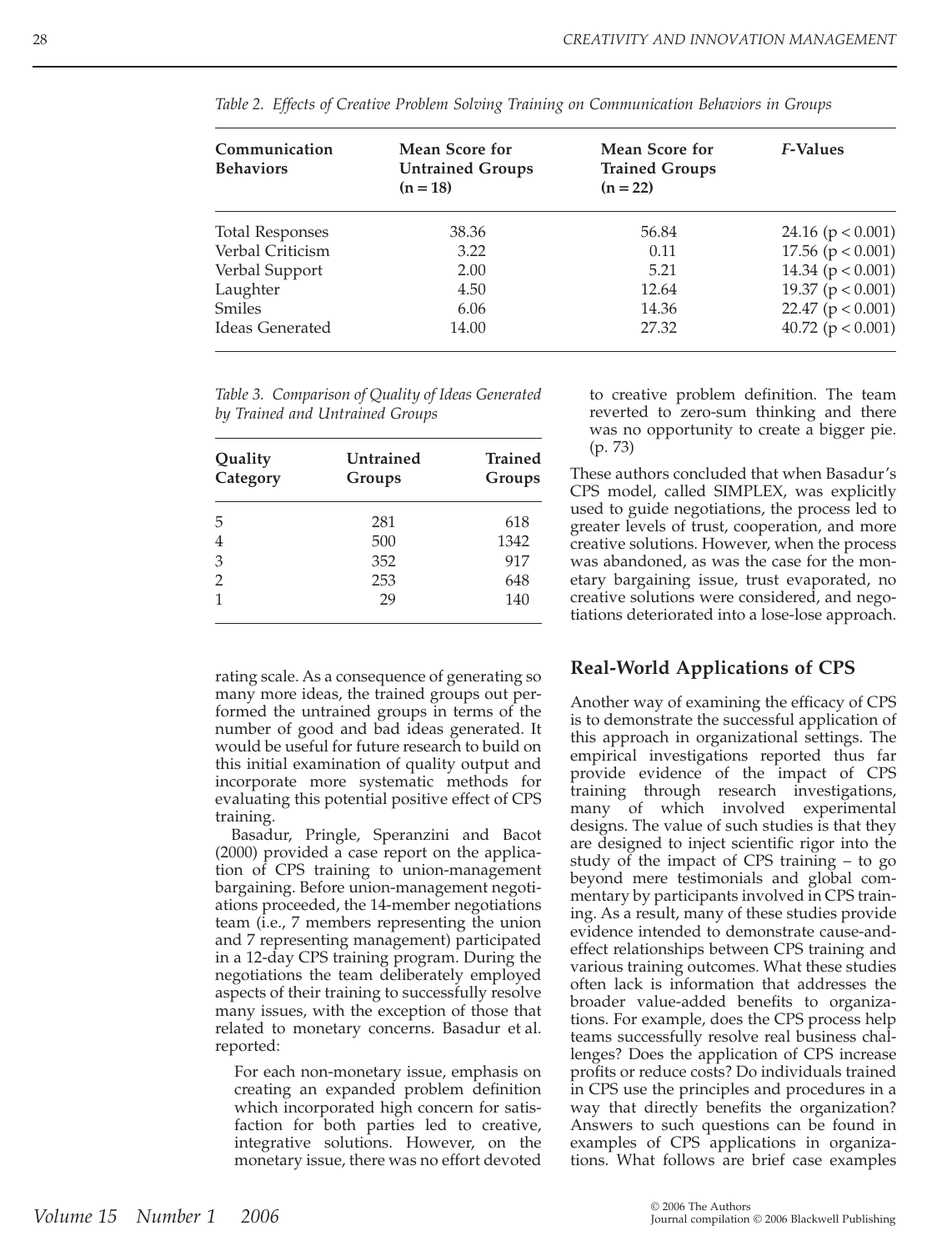Table 2. Effects of Creative Problem Solving Training on Communication Behaviors in Groups

| Communication Behaviors | Mean Score for Untrained Groups (n = 18) | Mean Score for Trained Groups (n = 22) | *F*-Values |
|---|---|---|---|
| Total Responses | 38.36 | 56.84 | 24.16 ($p < 0.001$) |
| Verbal Criticism | 3.22 | 0.11 | 17.56 ($p < 0.001$) |
| Verbal Support | 2.00 | 5.21 | 14.34 ($p < 0.001$) |
| Laughter | 4.50 | 12.64 | 19.37 ($p < 0.001$) |
| Smiles | 6.06 | 14.36 | 22.47 ($p < 0.001$) |
| Ideas Generated | 14.00 | 27.32 | 40.72 ($p < 0.001$) |

Table 3. Comparison of Quality of Ideas Generated by Trained and Untrained Groups

| Quality Category | Untrained Groups | Trained Groups |
|---|---|---|
| 5 | 281 | 618 |
| 4 | 500 | 1342 |
| 3 | 352 | 917 |
| 2 | 253 | 648 |
| 1 | 29 | 140 |

rating scale. As a consequence of generating so many more ideas, the trained groups out performed the untrained groups in terms of the number of good and bad ideas generated. It would be useful for future research to build on this initial examination of quality output and incorporate more systematic methods for evaluating this potential positive effect of CPS training.

Basadur, Pringle, Speranzini and Bacot (2000) provided a case report on the application of CPS training to union-management bargaining. Before union-management negotiations proceeded, the 14-member negotiations team (i.e., 7 members representing the union and 7 representing management) participated in a 12-day CPS training program. During the negotiations the team deliberately employed aspects of their training to successfully resolve many issues, with the exception of those that related to monetary concerns. Basadur et al. reported:

> For each non-monetary issue, emphasis on creating an expanded problem definition which incorporated high concern for satisfaction for both parties led to creative, integrative solutions. However, on the monetary issue, there was no effort devoted to creative problem definition. The team reverted to zero-sum thinking and there was no opportunity to create a bigger pie. (p. 73)

These authors concluded that when Basadur's CPS model, called SIMPLEX, was explicitly used to guide negotiations, the process led to greater levels of trust, cooperation, and more creative solutions. However, when the process was abandoned, as was the case for the monetary bargaining issue, trust evaporated, no creative solutions were considered, and negotiations deteriorated into a lose-lose approach.

## Real-World Applications of CPS

Another way of examining the efficacy of CPS is to demonstrate the successful application of this approach in organizational settings. The empirical investigations reported thus far provide evidence of the impact of CPS training through research investigations, many of which involved experimental designs. The value of such studies is that they are designed to inject scientific rigor into the study of the impact of CPS training – to go beyond mere testimonials and global commentary by participants involved in CPS training. As a result, many of these studies provide evidence intended to demonstrate cause-and-effect relationships between CPS training and various training outcomes. What these studies often lack is information that addresses the broader value-added benefits to organizations. For example, does the CPS process help teams successfully resolve real business challenges? Does the application of CPS increase profits or reduce costs? Do individuals trained in CPS use the principles and procedures in a way that directly benefits the organization? Answers to such questions can be found in examples of CPS applications in organizations. What follows are brief case examples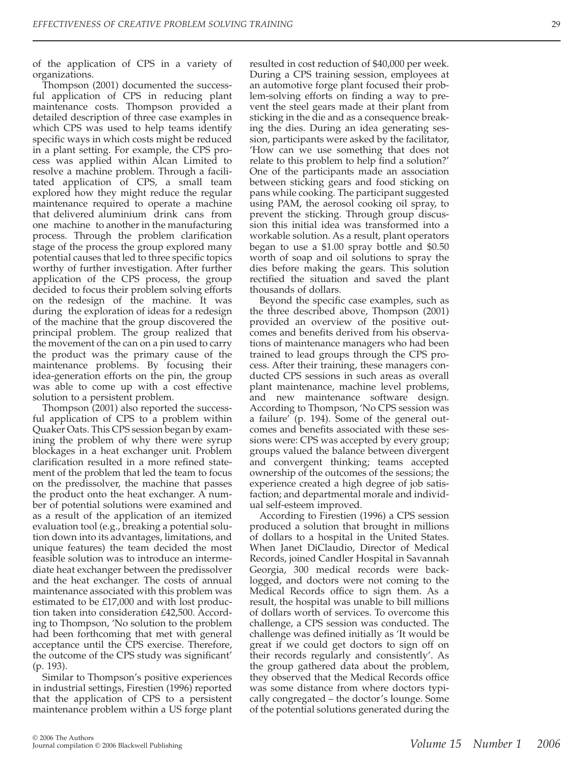of the application of CPS in a variety of organizations.

Thompson (2001) documented the successful application of CPS in reducing plant maintenance costs. Thompson provided a detailed description of three case examples in which CPS was used to help teams identify specific ways in which costs might be reduced in a plant setting. For example, the CPS process was applied within Alcan Limited to resolve a machine problem. Through a facilitated application of CPS, a small team explored how they might reduce the regular maintenance required to operate a machine that delivered aluminium drink cans from one machine to another in the manufacturing process. Through the problem clarification stage of the process the group explored many potential causes that led to three specific topics worthy of further investigation. After further application of the CPS process, the group decided to focus their problem solving efforts on the redesign of the machine. It was during the exploration of ideas for a redesign of the machine that the group discovered the principal problem. The group realized that the movement of the can on a pin used to carry the product was the primary cause of the maintenance problems. By focusing their idea-generation efforts on the pin, the group was able to come up with a cost effective solution to a persistent problem.

Thompson (2001) also reported the successful application of CPS to a problem within Quaker Oats. This CPS session began by examining the problem of why there were syrup blockages in a heat exchanger unit. Problem clarification resulted in a more refined statement of the problem that led the team to focus on the predissolver, the machine that passes the product onto the heat exchanger. A number of potential solutions were examined and as a result of the application of an itemized evaluation tool (e.g., breaking a potential solution down into its advantages, limitations, and unique features) the team decided the most feasible solution was to introduce an intermediate heat exchanger between the predissolver and the heat exchanger. The costs of annual maintenance associated with this problem was estimated to be £17,000 and with lost production taken into consideration £42,500. According to Thompson, 'No solution to the problem had been forthcoming that met with general acceptance until the CPS exercise. Therefore, the outcome of the CPS study was significant' (p. 193).

Similar to Thompson's positive experiences in industrial settings, Firestien (1996) reported that the application of CPS to a persistent maintenance problem within a US forge plant resulted in cost reduction of $40,000 per week. During a CPS training session, employees at an automotive forge plant focused their problem-solving efforts on finding a way to prevent the steel gears made at their plant from sticking in the die and as a consequence breaking the dies. During an idea generating session, participants were asked by the facilitator, 'How can we use something that does not relate to this problem to help find a solution?' One of the participants made an association between sticking gears and food sticking on pans while cooking. The participant suggested using PAM, the aerosol cooking oil spray, to prevent the sticking. Through group discussion this initial idea was transformed into a workable solution. As a result, plant operators began to use a $1.00 spray bottle and $0.50 worth of soap and oil solutions to spray the dies before making the gears. This solution rectified the situation and saved the plant thousands of dollars.

Beyond the specific case examples, such as the three described above, Thompson (2001) provided an overview of the positive outcomes and benefits derived from his observations of maintenance managers who had been trained to lead groups through the CPS process. After their training, these managers conducted CPS sessions in such areas as overall plant maintenance, machine level problems, and new maintenance software design. According to Thompson, 'No CPS session was a failure' (p. 194). Some of the general outcomes and benefits associated with these sessions were: CPS was accepted by every group; groups valued the balance between divergent and convergent thinking; teams accepted ownership of the outcomes of the sessions; the experience created a high degree of job satisfaction; and departmental morale and individual self-esteem improved.

According to Firestien (1996) a CPS session produced a solution that brought in millions of dollars to a hospital in the United States. When Janet DiClaudio, Director of Medical Records, joined Candler Hospital in Savannah Georgia, 300 medical records were backlogged, and doctors were not coming to the Medical Records office to sign them. As a result, the hospital was unable to bill millions of dollars worth of services. To overcome this challenge, a CPS session was conducted. The challenge was defined initially as 'It would be great if we could get doctors to sign off on their records regularly and consistently'. As the group gathered data about the problem, they observed that the Medical Records office was some distance from where doctors typically congregated – the doctor's lounge. Some of the potential solutions generated during the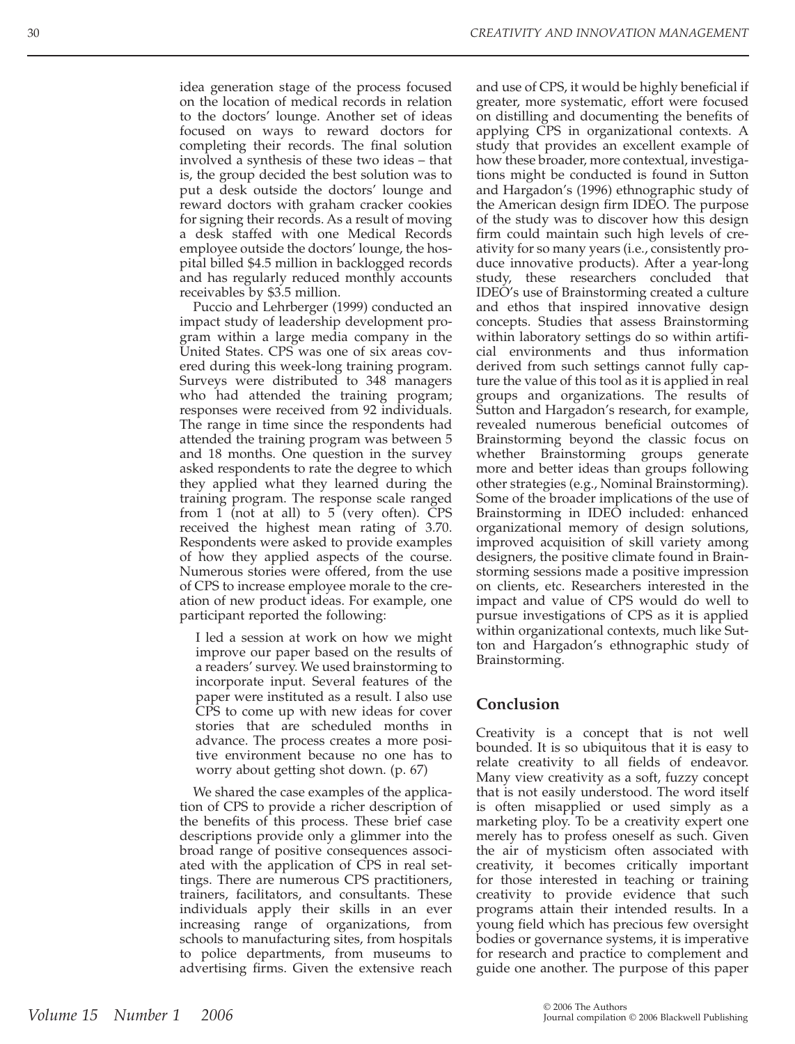idea generation stage of the process focused on the location of medical records in relation to the doctors' lounge. Another set of ideas focused on ways to reward doctors for completing their records. The final solution involved a synthesis of these two ideas – that is, the group decided the best solution was to put a desk outside the doctors' lounge and reward doctors with graham cracker cookies for signing their records. As a result of moving a desk staffed with one Medical Records employee outside the doctors' lounge, the hospital billed \$4.5 million in backlogged records and has regularly reduced monthly accounts receivables by \$3.5 million.

Puccio and Lehrberger (1999) conducted an impact study of leadership development program within a large media company in the United States. CPS was one of six areas covered during this week-long training program. Surveys were distributed to 348 managers who had attended the training program; responses were received from 92 individuals. The range in time since the respondents had attended the training program was between 5 and 18 months. One question in the survey asked respondents to rate the degree to which they applied what they learned during the training program. The response scale ranged from 1 (not at all) to 5 (very often). CPS received the highest mean rating of 3.70. Respondents were asked to provide examples of how they applied aspects of the course. Numerous stories were offered, from the use of CPS to increase employee morale to the creation of new product ideas. For example, one participant reported the following:

> I led a session at work on how we might improve our paper based on the results of a readers' survey. We used brainstorming to incorporate input. Several features of the paper were instituted as a result. I also use CPS to come up with new ideas for cover stories that are scheduled months in advance. The process creates a more positive environment because no one has to worry about getting shot down. (p. 67)

We shared the case examples of the application of CPS to provide a richer description of the benefits of this process. These brief case descriptions provide only a glimmer into the broad range of positive consequences associated with the application of CPS in real settings. There are numerous CPS practitioners, trainers, facilitators, and consultants. These individuals apply their skills in an ever increasing range of organizations, from schools to manufacturing sites, from hospitals to police departments, from museums to advertising firms. Given the extensive reach and use of CPS, it would be highly beneficial if greater, more systematic, effort were focused on distilling and documenting the benefits of applying CPS in organizational contexts. A study that provides an excellent example of how these broader, more contextual, investigations might be conducted is found in Sutton and Hargadon's (1996) ethnographic study of the American design firm IDEO. The purpose of the study was to discover how this design firm could maintain such high levels of creativity for so many years (i.e., consistently produce innovative products). After a year-long study, these researchers concluded that IDEO's use of Brainstorming created a culture and ethos that inspired innovative design concepts. Studies that assess Brainstorming within laboratory settings do so within artificial environments and thus information derived from such settings cannot fully capture the value of this tool as it is applied in real groups and organizations. The results of Sutton and Hargadon's research, for example, revealed numerous beneficial outcomes of Brainstorming beyond the classic focus on whether Brainstorming groups generate more and better ideas than groups following other strategies (e.g., Nominal Brainstorming). Some of the broader implications of the use of Brainstorming in IDEO included: enhanced organizational memory of design solutions, improved acquisition of skill variety among designers, the positive climate found in Brainstorming sessions made a positive impression on clients, etc. Researchers interested in the impact and value of CPS would do well to pursue investigations of CPS as it is applied within organizational contexts, much like Sutton and Hargadon's ethnographic study of Brainstorming.

## Conclusion

Creativity is a concept that is not well bounded. It is so ubiquitous that it is easy to relate creativity to all fields of endeavor. Many view creativity as a soft, fuzzy concept that is not easily understood. The word itself is often misapplied or used simply as a marketing ploy. To be a creativity expert one merely has to profess oneself as such. Given the air of mysticism often associated with creativity, it becomes critically important for those interested in teaching or training creativity to provide evidence that such programs attain their intended results. In a young field which has precious few oversight bodies or governance systems, it is imperative for research and practice to complement and guide one another. The purpose of this paper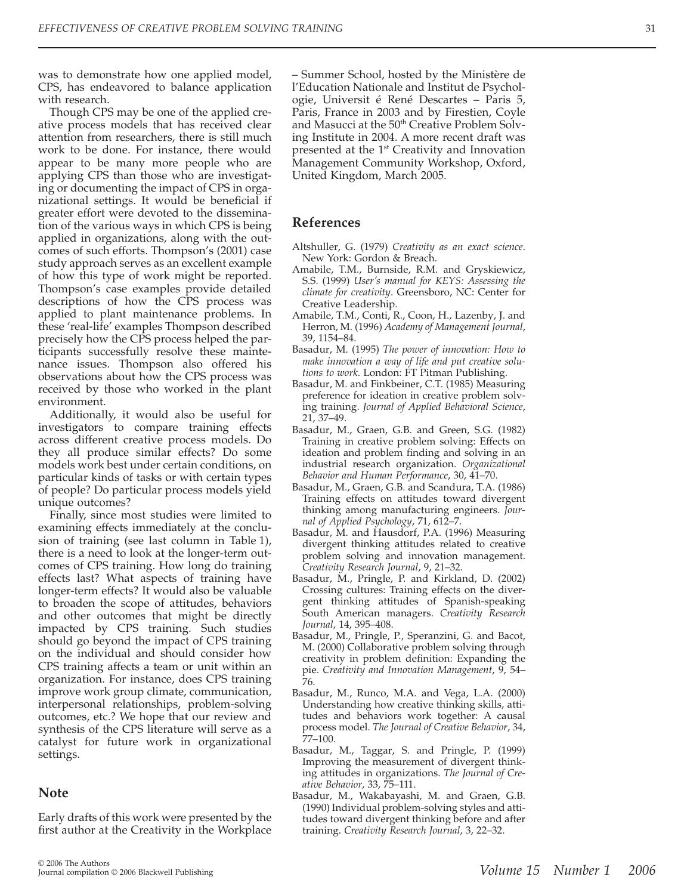was to demonstrate how one applied model, CPS, has endeavored to balance application with research.

Though CPS may be one of the applied creative process models that has received clear attention from researchers, there is still much work to be done. For instance, there would appear to be many more people who are applying CPS than those who are investigating or documenting the impact of CPS in organizational settings. It would be beneficial if greater effort were devoted to the dissemination of the various ways in which CPS is being applied in organizations, along with the outcomes of such efforts. Thompson's (2001) case study approach serves as an excellent example of how this type of work might be reported. Thompson's case examples provide detailed descriptions of how the CPS process was applied to plant maintenance problems. In these 'real-life' examples Thompson described precisely how the CPS process helped the participants successfully resolve these maintenance issues. Thompson also offered his observations about how the CPS process was received by those who worked in the plant environment.

Additionally, it would also be useful for investigators to compare training effects across different creative process models. Do they all produce similar effects? Do some models work best under certain conditions, on particular kinds of tasks or with certain types of people? Do particular process models yield unique outcomes?

Finally, since most studies were limited to examining effects immediately at the conclusion of training (see last column in Table 1), there is a need to look at the longer-term outcomes of CPS training. How long do training effects last? What aspects of training have longer-term effects? It would also be valuable to broaden the scope of attitudes, behaviors and other outcomes that might be directly impacted by CPS training. Such studies should go beyond the impact of CPS training on the individual and should consider how CPS training affects a team or unit within an organization. For instance, does CPS training improve work group climate, communication, interpersonal relationships, problem-solving outcomes, etc.? We hope that our review and synthesis of the CPS literature will serve as a catalyst for future work in organizational settings.

## Note

Early drafts of this work were presented by the first author at the Creativity in the Workplace – Summer School, hosted by the Ministère de l'Education Nationale and Institut de Psychologie, Universit é René Descartes – Paris 5, Paris, France in 2003 and by Firestien, Coyle and Masucci at the 50th Creative Problem Solving Institute in 2004. A more recent draft was presented at the 1st Creativity and Innovation Management Community Workshop, Oxford, United Kingdom, March 2005.

## References

Altshuller, G. (1979) *Creativity as an exact science*. New York: Gordon & Breach.

Amabile, T.M., Burnside, R.M. and Gryskiewicz, S.S. (1999) *User's manual for KEYS: Assessing the climate for creativity*. Greensboro, NC: Center for Creative Leadership.

Amabile, T.M., Conti, R., Coon, H., Lazenby, J. and Herron, M. (1996) *Academy of Management Journal*, 39, 1154–84.

Basadur, M. (1995) *The power of innovation: How to make innovation a way of life and put creative solutions to work*. London: FT Pitman Publishing.

Basadur, M. and Finkbeiner, C.T. (1985) Measuring preference for ideation in creative problem solving training. *Journal of Applied Behavioral Science*, 21, 37–49.

Basadur, M., Graen, G.B. and Green, S.G. (1982) Training in creative problem solving: Effects on ideation and problem finding and solving in an industrial research organization. *Organizational Behavior and Human Performance*, 30, 41–70.

Basadur, M., Graen, G.B. and Scandura, T.A. (1986) Training effects on attitudes toward divergent thinking among manufacturing engineers. *Journal of Applied Psychology*, 71, 612–7.

Basadur, M. and Hausdorf, P.A. (1996) Measuring divergent thinking attitudes related to creative problem solving and innovation management. *Creativity Research Journal*, 9, 21–32.

Basadur, M., Pringle, P. and Kirkland, D. (2002) Crossing cultures: Training effects on the divergent thinking attitudes of Spanish-speaking South American managers. *Creativity Research Journal*, 14, 395–408.

Basadur, M., Pringle, P., Speranzini, G. and Bacot, M. (2000) Collaborative problem solving through creativity in problem definition: Expanding the pie. *Creativity and Innovation Management*, 9, 54–76.

Basadur, M., Runco, M.A. and Vega, L.A. (2000) Understanding how creative thinking skills, attitudes and behaviors work together: A causal process model. *The Journal of Creative Behavior*, 34, 77–100.

Basadur, M., Taggar, S. and Pringle, P. (1999) Improving the measurement of divergent thinking attitudes in organizations. *The Journal of Creative Behavior*, 33, 75–111.

Basadur, M., Wakabayashi, M. and Graen, G.B. (1990) Individual problem-solving styles and attitudes toward divergent thinking before and after training. *Creativity Research Journal*, 3, 22–32.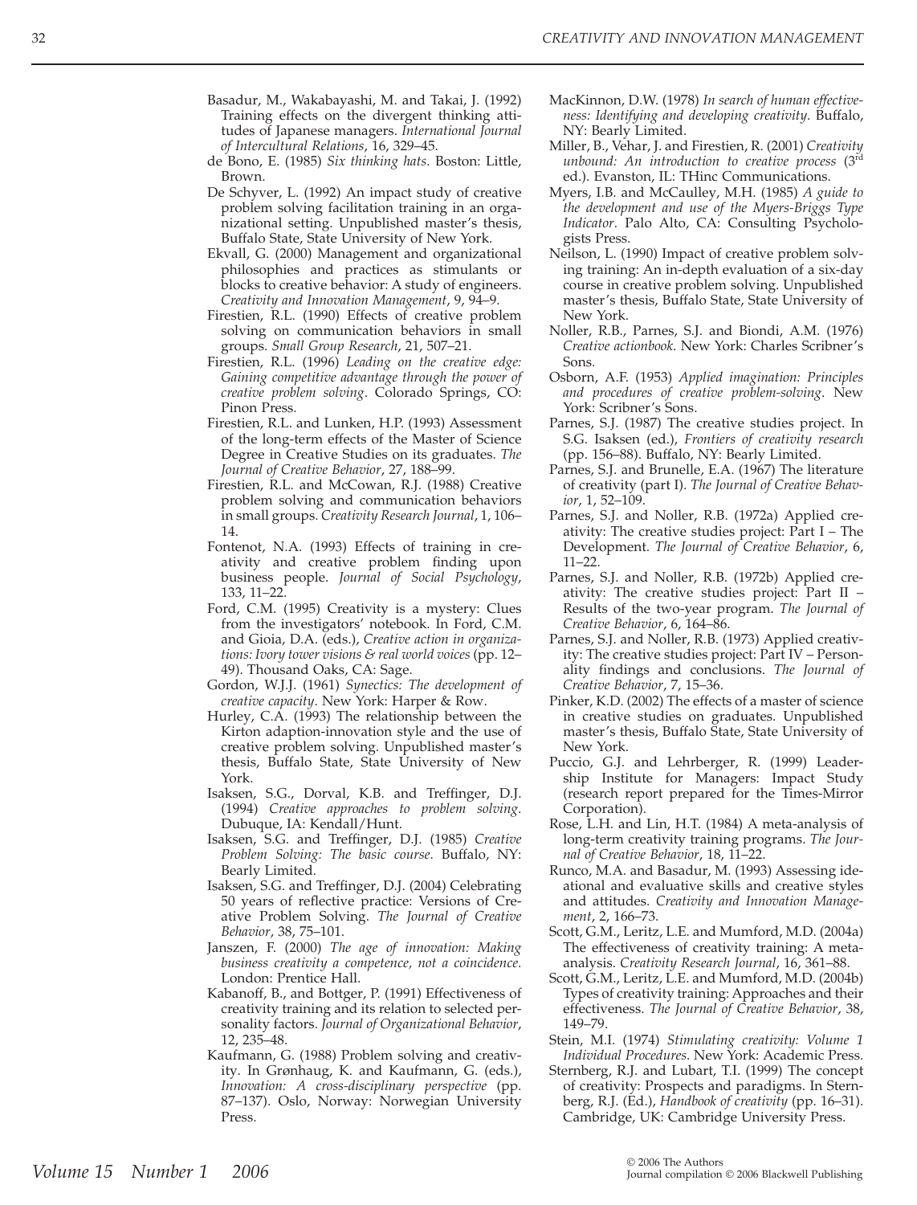Basadur, M., Wakabayashi, M. and Takai, J. (1992) Training effects on the divergent thinking attitudes of Japanese managers. *International Journal of Intercultural Relations*, 16, 329–45.

de Bono, E. (1985) *Six thinking hats*. Boston: Little, Brown.

De Schyver, L. (1992) An impact study of creative problem solving facilitation training in an organizational setting. Unpublished master's thesis, Buffalo State, State University of New York.

Ekvall, G. (2000) Management and organizational philosophies and practices as stimulants or blocks to creative behavior: A study of engineers. *Creativity and Innovation Management*, 9, 94–9.

Firestien, R.L. (1990) Effects of creative problem solving on communication behaviors in small groups. *Small Group Research*, 21, 507–21.

Firestien, R.L. (1996) *Leading on the creative edge: Gaining competitive advantage through the power of creative problem solving*. Colorado Springs, CO: Pinon Press.

Firestien, R.L. and Lunken, H.P. (1993) Assessment of the long-term effects of the Master of Science Degree in Creative Studies on its graduates. *The Journal of Creative Behavior*, 27, 188–99.

Firestien, R.L. and McCowan, R.J. (1988) Creative problem solving and communication behaviors in small groups. *Creativity Research Journal*, 1, 106–14.

Fontenot, N.A. (1993) Effects of training in creativity and creative problem finding upon business people. *Journal of Social Psychology*, 133, 11–22.

Ford, C.M. (1995) Creativity is a mystery: Clues from the investigators' notebook. In Ford, C.M. and Gioia, D.A. (eds.), *Creative action in organizations: Ivory tower visions & real world voices* (pp. 12–49). Thousand Oaks, CA: Sage.

Gordon, W.J.J. (1961) *Synectics: The development of creative capacity*. New York: Harper & Row.

Hurley, C.A. (1993) The relationship between the Kirton adaption-innovation style and the use of creative problem solving. Unpublished master's thesis, Buffalo State, State University of New York.

Isaksen, S.G., Dorval, K.B. and Treffinger, D.J. (1994) *Creative approaches to problem solving*. Dubuque, IA: Kendall/Hunt.

Isaksen, S.G. and Treffinger, D.J. (1985) *Creative Problem Solving: The basic course*. Buffalo, NY: Bearly Limited.

Isaksen, S.G. and Treffinger, D.J. (2004) Celebrating 50 years of reflective practice: Versions of Creative Problem Solving. *The Journal of Creative Behavior*, 38, 75–101.

Janszen, F. (2000) *The age of innovation: Making business creativity a competence, not a coincidence*. London: Prentice Hall.

Kabanoff, B., and Bottger, P. (1991) Effectiveness of creativity training and its relation to selected personality factors. *Journal of Organizational Behavior*, 12, 235–48.

Kaufmann, G. (1988) Problem solving and creativity. In Grønhaug, K. and Kaufmann, G. (eds.), *Innovation: A cross-disciplinary perspective* (pp. 87–137). Oslo, Norway: Norwegian University Press.

MacKinnon, D.W. (1978) *In search of human effectiveness: Identifying and developing creativity*. Buffalo, NY: Bearly Limited.

Miller, B., Vehar, J. and Firestien, R. (2001) *Creativity unbound: An introduction to creative process* (3rd ed.). Evanston, IL: THinc Communications.

Myers, I.B. and McCaulley, M.H. (1985) *A guide to the development and use of the Myers-Briggs Type Indicator*. Palo Alto, CA: Consulting Psychologists Press.

Neilson, L. (1990) Impact of creative problem solving training: An in-depth evaluation of a six-day course in creative problem solving. Unpublished master's thesis, Buffalo State, State University of New York.

Noller, R.B., Parnes, S.J. and Biondi, A.M. (1976) *Creative actionbook*. New York: Charles Scribner's Sons.

Osborn, A.F. (1953) *Applied imagination: Principles and procedures of creative problem-solving*. New York: Scribner's Sons.

Parnes, S.J. (1987) The creative studies project. In S.G. Isaksen (ed.), *Frontiers of creativity research* (pp. 156–88). Buffalo, NY: Bearly Limited.

Parnes, S.J. and Brunelle, E.A. (1967) The literature of creativity (part I). *The Journal of Creative Behavior*, 1, 52–109.

Parnes, S.J. and Noller, R.B. (1972a) Applied creativity: The creative studies project: Part I – The Development. *The Journal of Creative Behavior*, 6, 11–22.

Parnes, S.J. and Noller, R.B. (1972b) Applied creativity: The creative studies project: Part II – Results of the two-year program. *The Journal of Creative Behavior*, 6, 164–86.

Parnes, S.J. and Noller, R.B. (1973) Applied creativity: The creative studies project: Part IV – Personality findings and conclusions. *The Journal of Creative Behavior*, 7, 15–36.

Pinker, K.D. (2002) The effects of a master of science in creative studies on graduates. Unpublished master's thesis, Buffalo State, State University of New York.

Puccio, G.J. and Lehrberger, R. (1999) Leadership Institute for Managers: Impact Study (research report prepared for the Times-Mirror Corporation).

Rose, L.H. and Lin, H.T. (1984) A meta-analysis of long-term creativity training programs. *The Journal of Creative Behavior*, 18, 11–22.

Runco, M.A. and Basadur, M. (1993) Assessing ideational and evaluative skills and creative styles and attitudes. *Creativity and Innovation Management*, 2, 166–73.

Scott, G.M., Leritz, L.E. and Mumford, M.D. (2004a) The effectiveness of creativity training: A meta-analysis. *Creativity Research Journal*, 16, 361–88.

Scott, G.M., Leritz, L.E. and Mumford, M.D. (2004b) Types of creativity training: Approaches and their effectiveness. *The Journal of Creative Behavior*, 38, 149–79.

Stein, M.I. (1974) *Stimulating creativity: Volume 1 Individual Procedures*. New York: Academic Press.

Sternberg, R.J. and Lubart, T.I. (1999) The concept of creativity: Prospects and paradigms. In Sternberg, R.J. (Ed.), *Handbook of creativity* (pp. 16–31). Cambridge, UK: Cambridge University Press.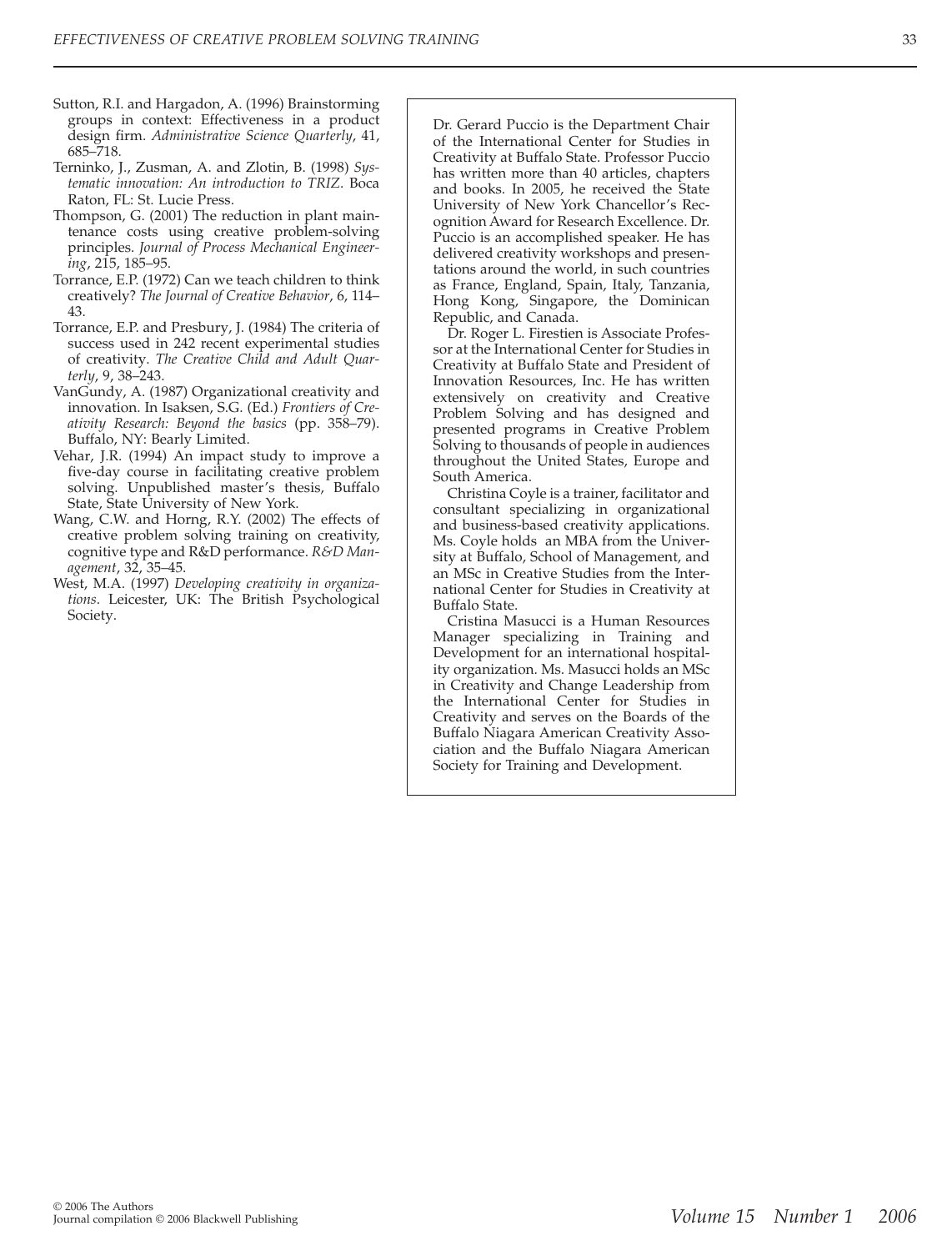Sutton, R.I. and Hargadon, A. (1996) Brainstorming groups in context: Effectiveness in a product design firm. *Administrative Science Quarterly*, 41, 685–718.

Terninko, J., Zusman, A. and Zlotin, B. (1998) *Systematic innovation: An introduction to TRIZ*. Boca Raton, FL: St. Lucie Press.

Thompson, G. (2001) The reduction in plant maintenance costs using creative problem-solving principles. *Journal of Process Mechanical Engineering*, 215, 185–95.

Torrance, E.P. (1972) Can we teach children to think creatively? *The Journal of Creative Behavior*, 6, 114–43.

Torrance, E.P. and Presbury, J. (1984) The criteria of success used in 242 recent experimental studies of creativity. *The Creative Child and Adult Quarterly*, 9, 38–243.

VanGundy, A. (1987) Organizational creativity and innovation. In Isaksen, S.G. (Ed.) *Frontiers of Creativity Research: Beyond the basics* (pp. 358–79). Buffalo, NY: Bearly Limited.

Vehar, J.R. (1994) An impact study to improve a five-day course in facilitating creative problem solving. Unpublished master's thesis, Buffalo State, State University of New York.

Wang, C.W. and Horng, R.Y. (2002) The effects of creative problem solving training on creativity, cognitive type and R&D performance. *R&D Management*, 32, 35–45.

West, M.A. (1997) *Developing creativity in organizations*. Leicester, UK: The British Psychological Society.

Dr. Gerard Puccio is the Department Chair of the International Center for Studies in Creativity at Buffalo State. Professor Puccio has written more than 40 articles, chapters and books. In 2005, he received the State University of New York Chancellor's Recognition Award for Research Excellence. Dr. Puccio is an accomplished speaker. He has delivered creativity workshops and presentations around the world, in such countries as France, England, Spain, Italy, Tanzania, Hong Kong, Singapore, the Dominican Republic, and Canada.

Dr. Roger L. Firestien is Associate Professor at the International Center for Studies in Creativity at Buffalo State and President of Innovation Resources, Inc. He has written extensively on creativity and Creative Problem Solving and has designed and presented programs in Creative Problem Solving to thousands of people in audiences throughout the United States, Europe and South America.

Christina Coyle is a trainer, facilitator and consultant specializing in organizational and business-based creativity applications. Ms. Coyle holds an MBA from the University at Buffalo, School of Management, and an MSc in Creative Studies from the International Center for Studies in Creativity at Buffalo State.

Cristina Masucci is a Human Resources Manager specializing in Training and Development for an international hospitality organization. Ms. Masucci holds an MSc in Creativity and Change Leadership from the International Center for Studies in Creativity and serves on the Boards of the Buffalo Niagara American Creativity Association and the Buffalo Niagara American Society for Training and Development.